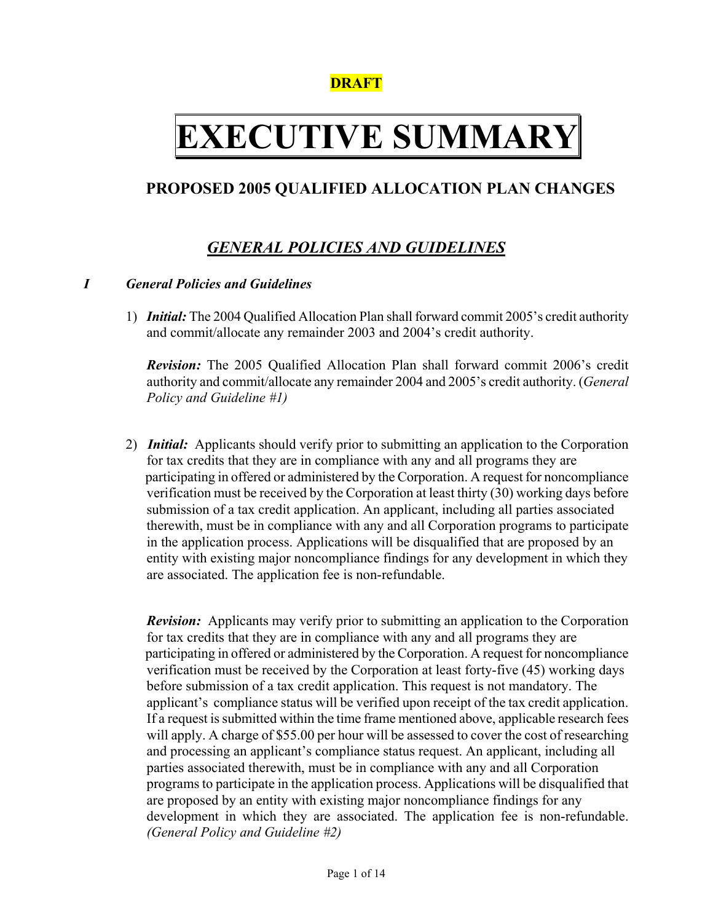**DRAFT**

# EXECUTIVE SUMMARY

## PROPOSED 2005 QUALIFIED ALLOCATION PLAN CHANGES

## *GENERAL POLICIES AND GUIDELINES*

### *I General Policies and Guidelines*

1) ***Initial:*** The 2004 Qualified Allocation Plan shall forward commit 2005's credit authority and commit/allocate any remainder 2003 and 2004's credit authority.

   ***Revision:*** The 2005 Qualified Allocation Plan shall forward commit 2006's credit authority and commit/allocate any remainder 2004 and 2005's credit authority. (*General Policy and Guideline #1)*

2) ***Initial:*** Applicants should verify prior to submitting an application to the Corporation for tax credits that they are in compliance with any and all programs they are participating in offered or administered by the Corporation. A request for noncompliance verification must be received by the Corporation at least thirty (30) working days before submission of a tax credit application. An applicant, including all parties associated therewith, must be in compliance with any and all Corporation programs to participate in the application process. Applications will be disqualified that are proposed by an entity with existing major noncompliance findings for any development in which they are associated. The application fee is non-refundable.

   ***Revision:*** Applicants may verify prior to submitting an application to the Corporation for tax credits that they are in compliance with any and all programs they are participating in offered or administered by the Corporation. A request for noncompliance verification must be received by the Corporation at least forty-five (45) working days before submission of a tax credit application. This request is not mandatory. The applicant's compliance status will be verified upon receipt of the tax credit application. If a request is submitted within the time frame mentioned above, applicable research fees will apply. A charge of $55.00 per hour will be assessed to cover the cost of researching and processing an applicant's compliance status request. An applicant, including all parties associated therewith, must be in compliance with any and all Corporation programs to participate in the application process. Applications will be disqualified that are proposed by an entity with existing major noncompliance findings for any development in which they are associated. The application fee is non-refundable. *(General Policy and Guideline #2)*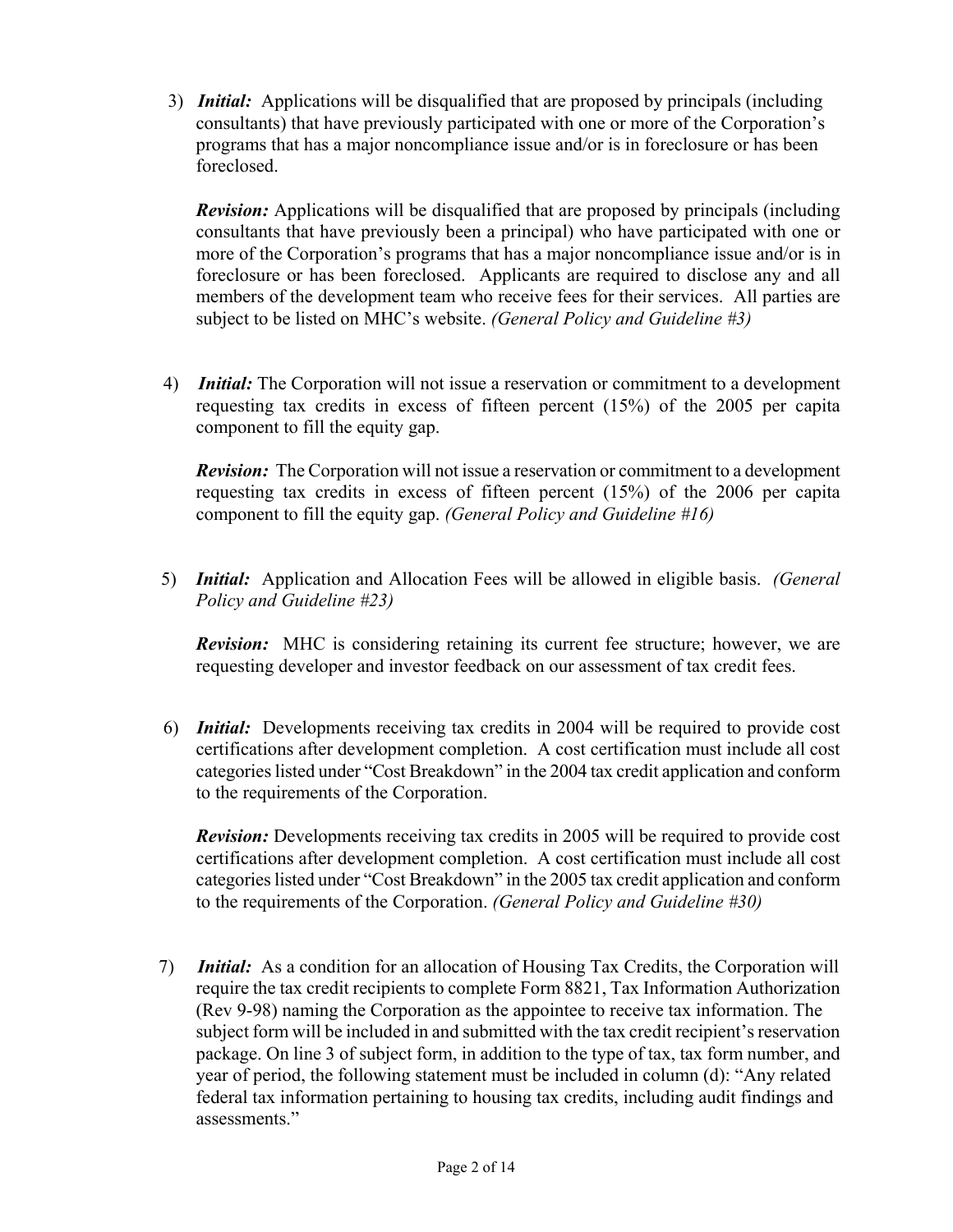3) ***Initial:*** Applications will be disqualified that are proposed by principals (including consultants) that have previously participated with one or more of the Corporation's programs that has a major noncompliance issue and/or is in foreclosure or has been foreclosed.

   ***Revision:*** Applications will be disqualified that are proposed by principals (including consultants that have previously been a principal) who have participated with one or more of the Corporation's programs that has a major noncompliance issue and/or is in foreclosure or has been foreclosed. Applicants are required to disclose any and all members of the development team who receive fees for their services. All parties are subject to be listed on MHC's website. *(General Policy and Guideline #3)*

4) ***Initial:*** The Corporation will not issue a reservation or commitment to a development requesting tax credits in excess of fifteen percent (15%) of the 2005 per capita component to fill the equity gap.

   ***Revision:*** The Corporation will not issue a reservation or commitment to a development requesting tax credits in excess of fifteen percent (15%) of the 2006 per capita component to fill the equity gap. *(General Policy and Guideline #16)*

5) ***Initial:*** Application and Allocation Fees will be allowed in eligible basis. *(General Policy and Guideline #23)*

   ***Revision:*** MHC is considering retaining its current fee structure; however, we are requesting developer and investor feedback on our assessment of tax credit fees.

6) ***Initial:*** Developments receiving tax credits in 2004 will be required to provide cost certifications after development completion. A cost certification must include all cost categories listed under "Cost Breakdown" in the 2004 tax credit application and conform to the requirements of the Corporation.

   ***Revision:*** Developments receiving tax credits in 2005 will be required to provide cost certifications after development completion. A cost certification must include all cost categories listed under "Cost Breakdown" in the 2005 tax credit application and conform to the requirements of the Corporation. *(General Policy and Guideline #30)*

7) ***Initial:*** As a condition for an allocation of Housing Tax Credits, the Corporation will require the tax credit recipients to complete Form 8821, Tax Information Authorization (Rev 9-98) naming the Corporation as the appointee to receive tax information. The subject form will be included in and submitted with the tax credit recipient's reservation package. On line 3 of subject form, in addition to the type of tax, tax form number, and year of period, the following statement must be included in column (d): "Any related federal tax information pertaining to housing tax credits, including audit findings and assessments."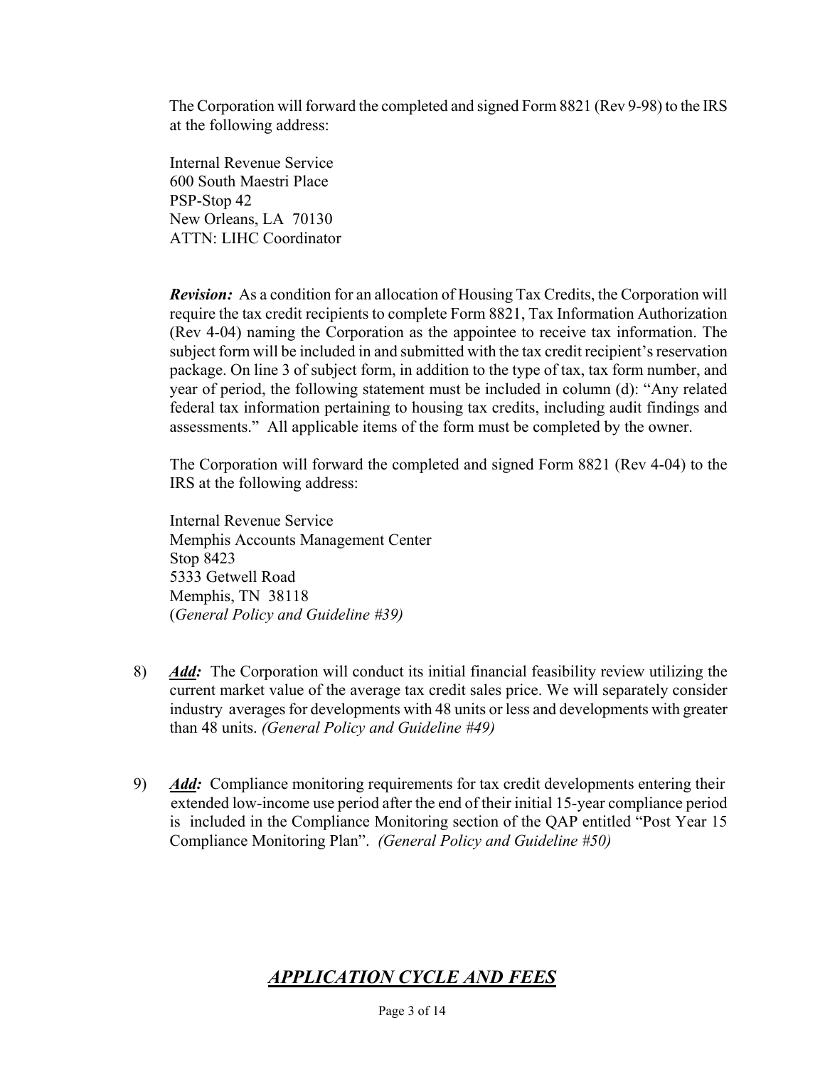The Corporation will forward the completed and signed Form 8821 (Rev 9-98) to the IRS at the following address:

Internal Revenue Service
600 South Maestri Place
PSP-Stop 42
New Orleans, LA 70130
ATTN: LIHC Coordinator

***Revision:*** As a condition for an allocation of Housing Tax Credits, the Corporation will require the tax credit recipients to complete Form 8821, Tax Information Authorization (Rev 4-04) naming the Corporation as the appointee to receive tax information. The subject form will be included in and submitted with the tax credit recipient's reservation package. On line 3 of subject form, in addition to the type of tax, tax form number, and year of period, the following statement must be included in column (d): "Any related federal tax information pertaining to housing tax credits, including audit findings and assessments." All applicable items of the form must be completed by the owner.

The Corporation will forward the completed and signed Form 8821 (Rev 4-04) to the IRS at the following address:

Internal Revenue Service
Memphis Accounts Management Center
Stop 8423
5333 Getwell Road
Memphis, TN 38118
(*General Policy and Guideline #39)*

8) ***Add:*** The Corporation will conduct its initial financial feasibility review utilizing the current market value of the average tax credit sales price. We will separately consider industry averages for developments with 48 units or less and developments with greater than 48 units. *(General Policy and Guideline #49)*

9) ***Add:*** Compliance monitoring requirements for tax credit developments entering their extended low-income use period after the end of their initial 15-year compliance period is included in the Compliance Monitoring section of the QAP entitled "Post Year 15 Compliance Monitoring Plan". *(General Policy and Guideline #50)*

## ***APPLICATION CYCLE AND FEES***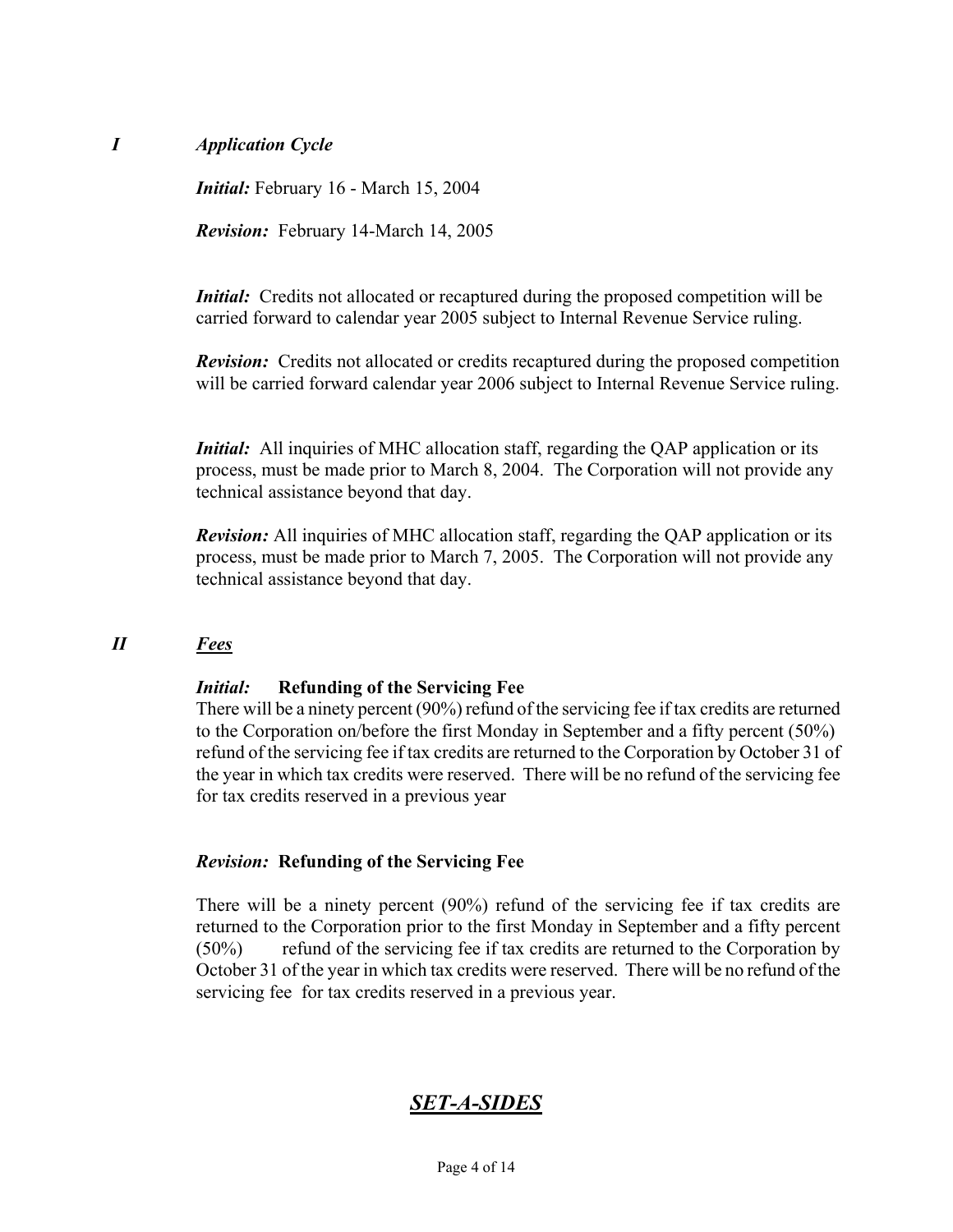## *I Application Cycle*

***Initial:*** February 16 - March 15, 2004

***Revision:*** February 14-March 14, 2005

***Initial:*** Credits not allocated or recaptured during the proposed competition will be carried forward to calendar year 2005 subject to Internal Revenue Service ruling.

***Revision:*** Credits not allocated or credits recaptured during the proposed competition will be carried forward calendar year 2006 subject to Internal Revenue Service ruling.

***Initial:*** All inquiries of MHC allocation staff, regarding the QAP application or its process, must be made prior to March 8, 2004. The Corporation will not provide any technical assistance beyond that day.

***Revision:*** All inquiries of MHC allocation staff, regarding the QAP application or its process, must be made prior to March 7, 2005. The Corporation will not provide any technical assistance beyond that day.

## *II* ***<u>Fees</u>***

***Initial:*** **Refunding of the Servicing Fee**
There will be a ninety percent (90%) refund of the servicing fee if tax credits are returned to the Corporation on/before the first Monday in September and a fifty percent (50%) refund of the servicing fee if tax credits are returned to the Corporation by October 31 of the year in which tax credits were reserved. There will be no refund of the servicing fee for tax credits reserved in a previous year

***Revision:*** **Refunding of the Servicing Fee**

There will be a ninety percent (90%) refund of the servicing fee if tax credits are returned to the Corporation prior to the first Monday in September and a fifty percent (50%) refund of the servicing fee if tax credits are returned to the Corporation by October 31 of the year in which tax credits were reserved. There will be no refund of the servicing fee for tax credits reserved in a previous year.

# ***<u>SET-A-SIDES</u>***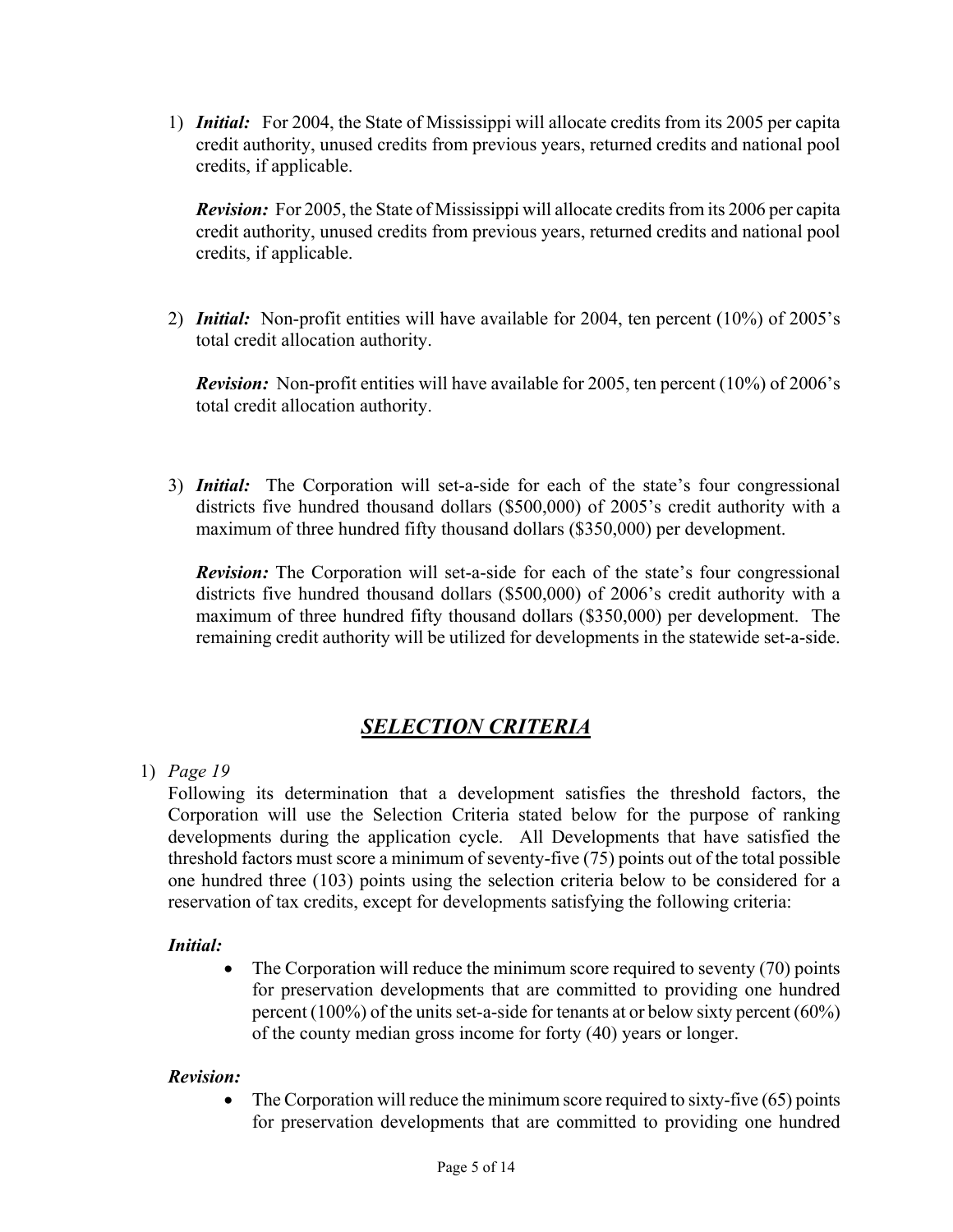1) ***Initial:*** For 2004, the State of Mississippi will allocate credits from its 2005 per capita credit authority, unused credits from previous years, returned credits and national pool credits, if applicable.

   ***Revision:*** For 2005, the State of Mississippi will allocate credits from its 2006 per capita credit authority, unused credits from previous years, returned credits and national pool credits, if applicable.

2) ***Initial:*** Non-profit entities will have available for 2004, ten percent (10%) of 2005's total credit allocation authority.

   ***Revision:*** Non-profit entities will have available for 2005, ten percent (10%) of 2006's total credit allocation authority.

3) ***Initial:*** The Corporation will set-a-side for each of the state's four congressional districts five hundred thousand dollars ($500,000) of 2005's credit authority with a maximum of three hundred fifty thousand dollars ($350,000) per development.

   ***Revision:*** The Corporation will set-a-side for each of the state's four congressional districts five hundred thousand dollars ($500,000) of 2006's credit authority with a maximum of three hundred fifty thousand dollars ($350,000) per development. The remaining credit authority will be utilized for developments in the statewide set-a-side.

## ***SELECTION CRITERIA***

1) *Page 19*

   Following its determination that a development satisfies the threshold factors, the Corporation will use the Selection Criteria stated below for the purpose of ranking developments during the application cycle. All Developments that have satisfied the threshold factors must score a minimum of seventy-five (75) points out of the total possible one hundred three (103) points using the selection criteria below to be considered for a reservation of tax credits, except for developments satisfying the following criteria:

   ***Initial:***

   - The Corporation will reduce the minimum score required to seventy (70) points for preservation developments that are committed to providing one hundred percent (100%) of the units set-a-side for tenants at or below sixty percent (60%) of the county median gross income for forty (40) years or longer.

   ***Revision:***

   - The Corporation will reduce the minimum score required to sixty-five (65) points for preservation developments that are committed to providing one hundred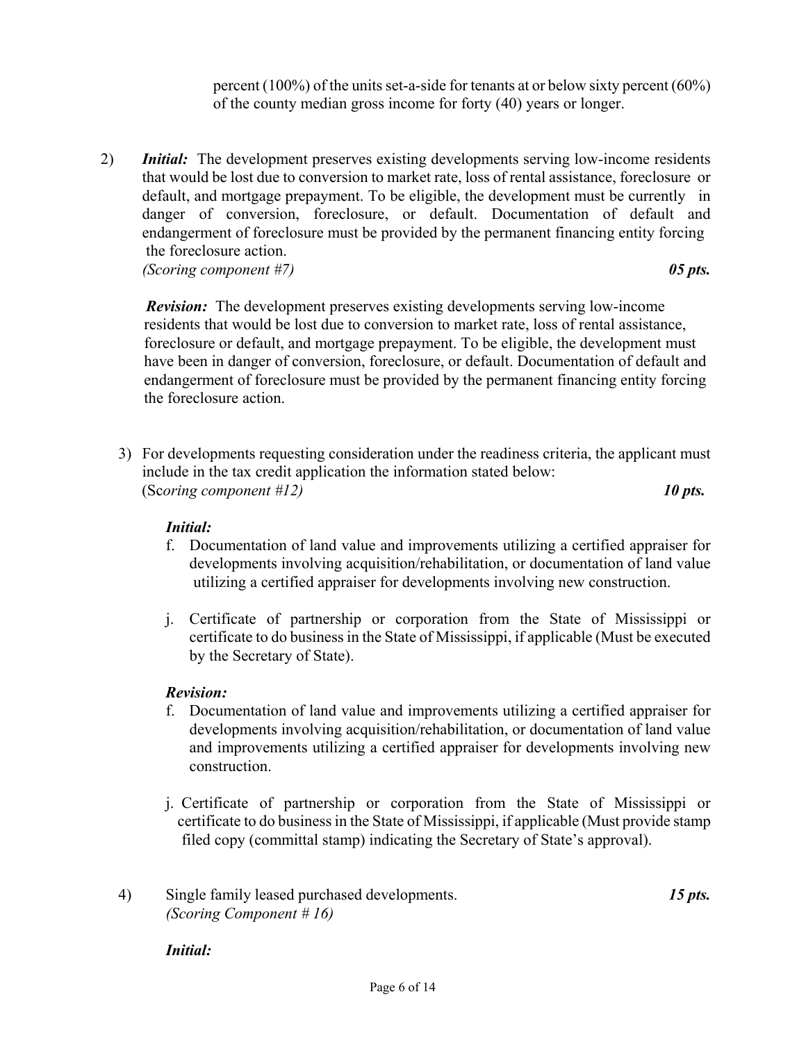percent (100%) of the units set-a-side for tenants at or below sixty percent (60%) of the county median gross income for forty (40) years or longer.

2) ***Initial:*** The development preserves existing developments serving low-income residents that would be lost due to conversion to market rate, loss of rental assistance, foreclosure or default, and mortgage prepayment. To be eligible, the development must be currently in danger of conversion, foreclosure, or default. Documentation of default and endangerment of foreclosure must be provided by the permanent financing entity forcing the foreclosure action.
*(Scoring component #7)* ***05 pts.***

***Revision:*** The development preserves existing developments serving low-income residents that would be lost due to conversion to market rate, loss of rental assistance, foreclosure or default, and mortgage prepayment. To be eligible, the development must have been in danger of conversion, foreclosure, or default. Documentation of default and endangerment of foreclosure must be provided by the permanent financing entity forcing the foreclosure action.

3) For developments requesting consideration under the readiness criteria, the applicant must include in the tax credit application the information stated below:
(S*coring component #12)* ***10 pts.***

***Initial:***

f. Documentation of land value and improvements utilizing a certified appraiser for developments involving acquisition/rehabilitation, or documentation of land value utilizing a certified appraiser for developments involving new construction.

j. Certificate of partnership or corporation from the State of Mississippi or certificate to do business in the State of Mississippi, if applicable (Must be executed by the Secretary of State).

***Revision:***

f. Documentation of land value and improvements utilizing a certified appraiser for developments involving acquisition/rehabilitation, or documentation of land value and improvements utilizing a certified appraiser for developments involving new construction.

j. Certificate of partnership or corporation from the State of Mississippi or certificate to do business in the State of Mississippi, if applicable (Must provide stamp filed copy (committal stamp) indicating the Secretary of State's approval).

4) Single family leased purchased developments. ***15 pts.***
*(Scoring Component # 16)*

***Initial:***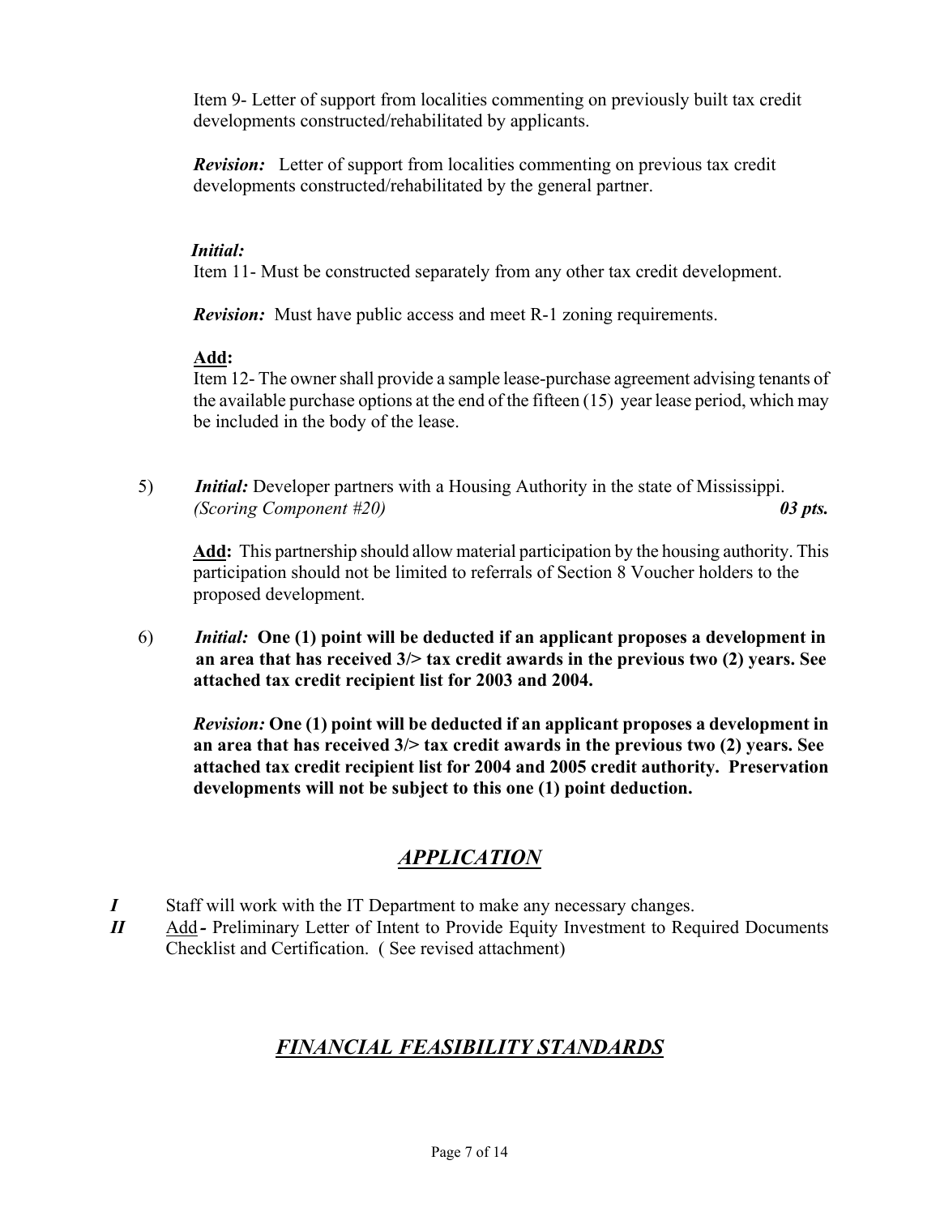Item 9- Letter of support from localities commenting on previously built tax credit developments constructed/rehabilitated by applicants.

***Revision:*** Letter of support from localities commenting on previous tax credit developments constructed/rehabilitated by the general partner.

***Initial:***
Item 11- Must be constructed separately from any other tax credit development.

***Revision:*** Must have public access and meet R-1 zoning requirements.

**<u>Add</u>:**
Item 12- The owner shall provide a sample lease-purchase agreement advising tenants of the available purchase options at the end of the fifteen (15) year lease period, which may be included in the body of the lease.

5) ***Initial:*** Developer partners with a Housing Authority in the state of Mississippi. *(Scoring Component #20)* ***03 pts.***

**<u>Add</u>:** This partnership should allow material participation by the housing authority. This participation should not be limited to referrals of Section 8 Voucher holders to the proposed development.

6) ***Initial:*** **One (1) point will be deducted if an applicant proposes a development in an area that has received 3/> tax credit awards in the previous two (2) years. See attached tax credit recipient list for 2003 and 2004.**

***Revision:*** **One (1) point will be deducted if an applicant proposes a development in an area that has received 3/> tax credit awards in the previous two (2) years. See attached tax credit recipient list for 2004 and 2005 credit authority. Preservation developments will not be subject to this one (1) point deduction.**

## ***<u>APPLICATION</u>***

***I*** Staff will work with the IT Department to make any necessary changes.

***II*** <u>Add</u> **-** Preliminary Letter of Intent to Provide Equity Investment to Required Documents Checklist and Certification. ( See revised attachment)

## ***<u>FINANCIAL FEASIBILITY STANDARDS</u>***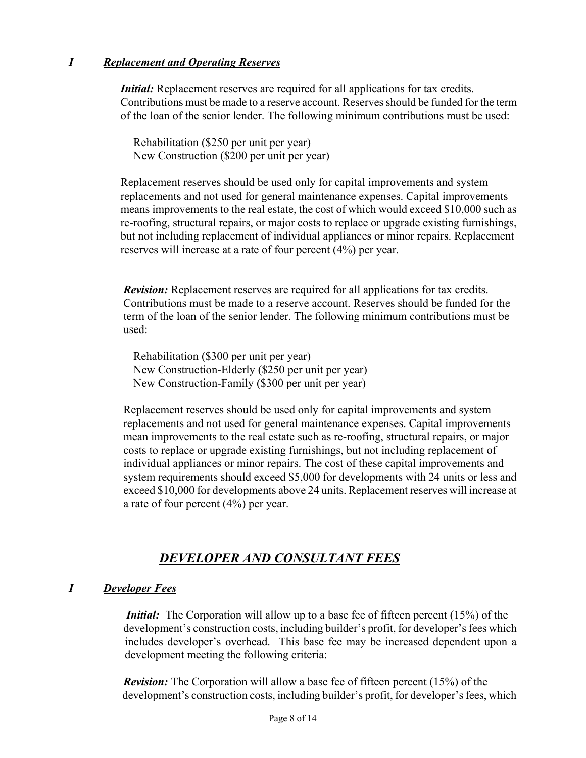### *I* ***Replacement and Operating Reserves***

***Initial:*** Replacement reserves are required for all applications for tax credits. Contributions must be made to a reserve account. Reserves should be funded for the term of the loan of the senior lender. The following minimum contributions must be used:

Rehabilitation ($250 per unit per year)
New Construction ($200 per unit per year)

Replacement reserves should be used only for capital improvements and system replacements and not used for general maintenance expenses. Capital improvements means improvements to the real estate, the cost of which would exceed $10,000 such as re-roofing, structural repairs, or major costs to replace or upgrade existing furnishings, but not including replacement of individual appliances or minor repairs. Replacement reserves will increase at a rate of four percent (4%) per year.

***Revision:*** Replacement reserves are required for all applications for tax credits. Contributions must be made to a reserve account. Reserves should be funded for the term of the loan of the senior lender. The following minimum contributions must be used:

Rehabilitation ($300 per unit per year)
New Construction-Elderly ($250 per unit per year)
New Construction-Family ($300 per unit per year)

Replacement reserves should be used only for capital improvements and system replacements and not used for general maintenance expenses. Capital improvements mean improvements to the real estate such as re-roofing, structural repairs, or major costs to replace or upgrade existing furnishings, but not including replacement of individual appliances or minor repairs. The cost of these capital improvements and system requirements should exceed $5,000 for developments with 24 units or less and exceed $10,000 for developments above 24 units. Replacement reserves will increase at a rate of four percent (4%) per year.

## ***DEVELOPER AND CONSULTANT FEES***

### *I* ***Developer Fees***

***Initial:*** The Corporation will allow up to a base fee of fifteen percent (15%) of the development's construction costs, including builder's profit, for developer's fees which includes developer's overhead. This base fee may be increased dependent upon a development meeting the following criteria:

***Revision:*** The Corporation will allow a base fee of fifteen percent (15%) of the development's construction costs, including builder's profit, for developer's fees, which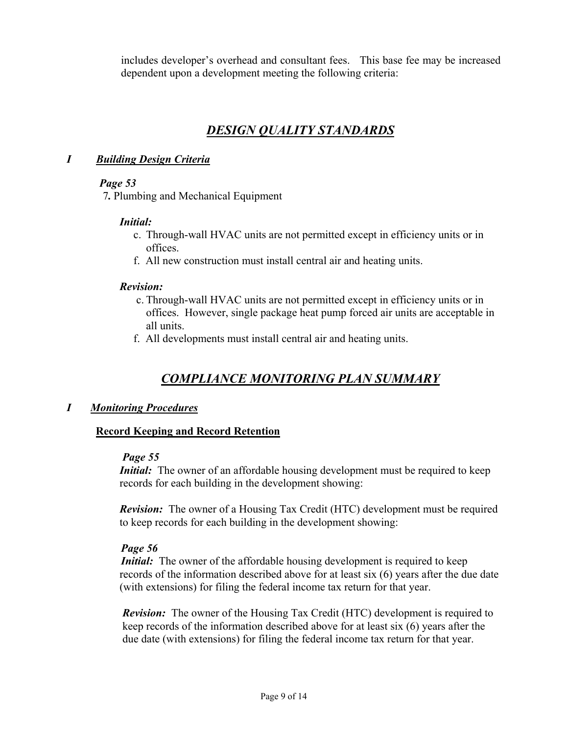includes developer's overhead and consultant fees. This base fee may be increased dependent upon a development meeting the following criteria:

## ***DESIGN QUALITY STANDARDS***

### ***I Building Design Criteria***

***Page 53***

7. Plumbing and Mechanical Equipment

***Initial:***

c. Through-wall HVAC units are not permitted except in efficiency units or in offices.

f. All new construction must install central air and heating units.

***Revision:***

c. Through-wall HVAC units are not permitted except in efficiency units or in offices. However, single package heat pump forced air units are acceptable in all units.

f. All developments must install central air and heating units.

## ***COMPLIANCE MONITORING PLAN SUMMARY***

### ***I Monitoring Procedures***

**Record Keeping and Record Retention**

***Page 55***

***Initial:*** The owner of an affordable housing development must be required to keep records for each building in the development showing:

***Revision:*** The owner of a Housing Tax Credit (HTC) development must be required to keep records for each building in the development showing:

***Page 56***

***Initial:*** The owner of the affordable housing development is required to keep records of the information described above for at least six (6) years after the due date (with extensions) for filing the federal income tax return for that year.

***Revision:*** The owner of the Housing Tax Credit (HTC) development is required to keep records of the information described above for at least six (6) years after the due date (with extensions) for filing the federal income tax return for that year.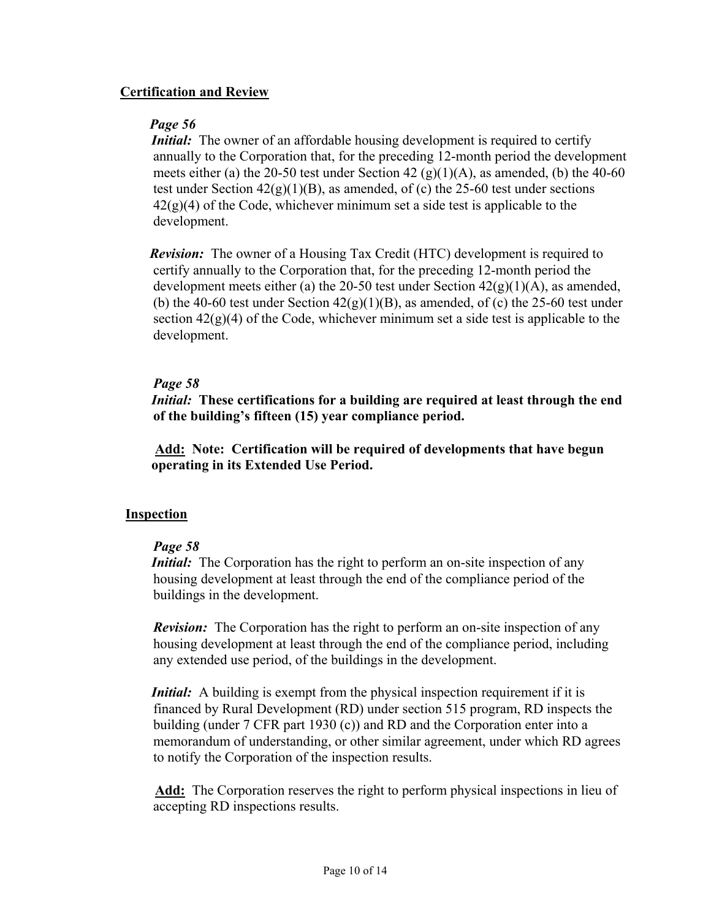**Certification and Review**

***Page 56***

***Initial:*** The owner of an affordable housing development is required to certify annually to the Corporation that, for the preceding 12-month period the development meets either (a) the 20-50 test under Section 42 (g)(1)(A), as amended, (b) the 40-60 test under Section 42(g)(1)(B), as amended, of (c) the 25-60 test under sections 42(g)(4) of the Code, whichever minimum set a side test is applicable to the development.

***Revision:*** The owner of a Housing Tax Credit (HTC) development is required to certify annually to the Corporation that, for the preceding 12-month period the development meets either (a) the 20-50 test under Section 42(g)(1)(A), as amended, (b) the 40-60 test under Section 42(g)(1)(B), as amended, of (c) the 25-60 test under section 42(g)(4) of the Code, whichever minimum set a side test is applicable to the development.

***Page 58***

***Initial:*** **These certifications for a building are required at least through the end of the building's fifteen (15) year compliance period.**

**Add: Note: Certification will be required of developments that have begun operating in its Extended Use Period.**

**Inspection**

***Page 58***

***Initial:*** The Corporation has the right to perform an on-site inspection of any housing development at least through the end of the compliance period of the buildings in the development.

***Revision:*** The Corporation has the right to perform an on-site inspection of any housing development at least through the end of the compliance period, including any extended use period, of the buildings in the development.

***Initial:*** A building is exempt from the physical inspection requirement if it is financed by Rural Development (RD) under section 515 program, RD inspects the building (under 7 CFR part 1930 (c)) and RD and the Corporation enter into a memorandum of understanding, or other similar agreement, under which RD agrees to notify the Corporation of the inspection results.

**Add:** The Corporation reserves the right to perform physical inspections in lieu of accepting RD inspections results.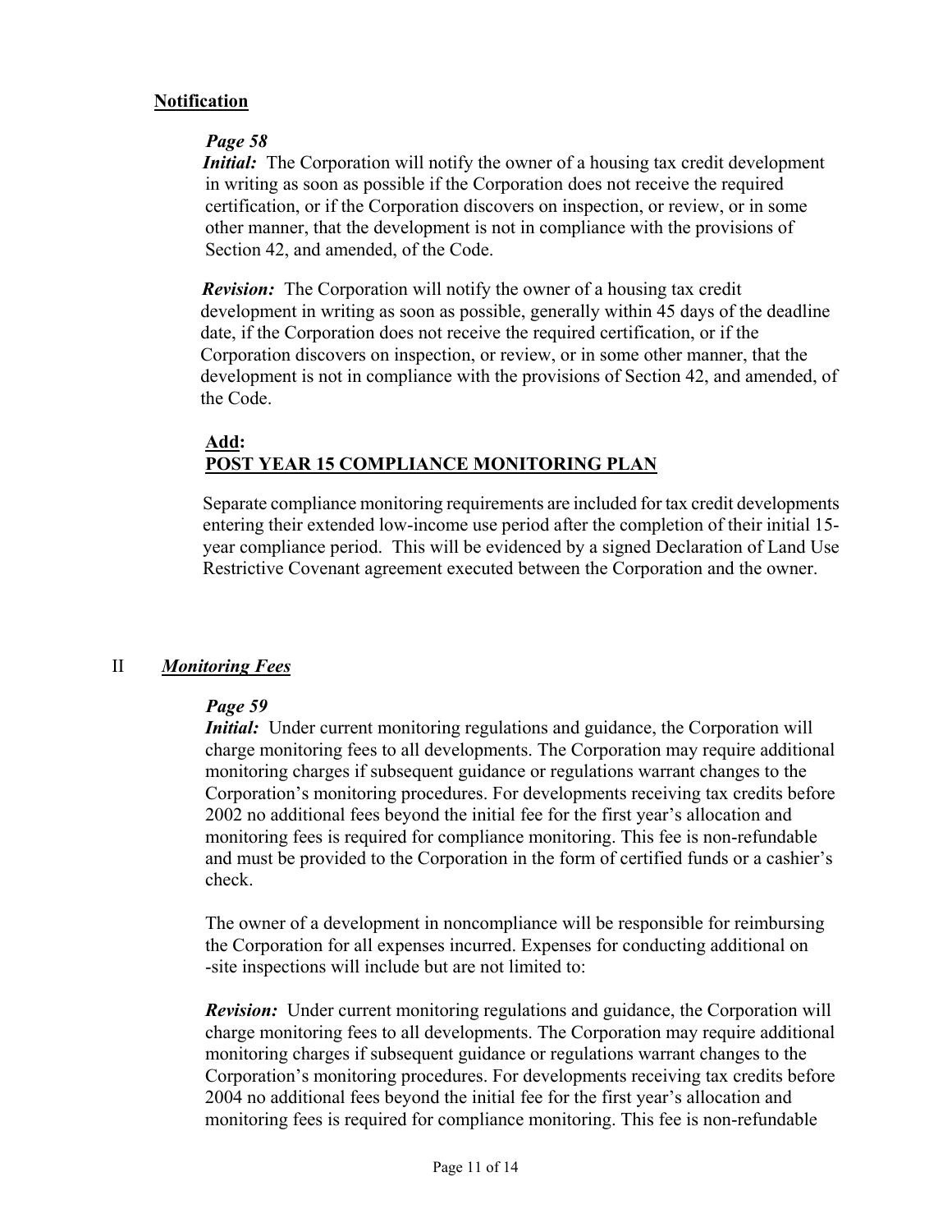**Notification**

***Page 58***

***Initial:*** The Corporation will notify the owner of a housing tax credit development in writing as soon as possible if the Corporation does not receive the required certification, or if the Corporation discovers on inspection, or review, or in some other manner, that the development is not in compliance with the provisions of Section 42, and amended, of the Code.

***Revision:*** The Corporation will notify the owner of a housing tax credit development in writing as soon as possible, generally within 45 days of the deadline date, if the Corporation does not receive the required certification, or if the Corporation discovers on inspection, or review, or in some other manner, that the development is not in compliance with the provisions of Section 42, and amended, of the Code.

**Add:**
**POST YEAR 15 COMPLIANCE MONITORING PLAN**

Separate compliance monitoring requirements are included for tax credit developments entering their extended low-income use period after the completion of their initial 15-year compliance period. This will be evidenced by a signed Declaration of Land Use Restrictive Covenant agreement executed between the Corporation and the owner.

## II ***Monitoring Fees***

***Page 59***

***Initial:*** Under current monitoring regulations and guidance, the Corporation will charge monitoring fees to all developments. The Corporation may require additional monitoring charges if subsequent guidance or regulations warrant changes to the Corporation's monitoring procedures. For developments receiving tax credits before 2002 no additional fees beyond the initial fee for the first year's allocation and monitoring fees is required for compliance monitoring. This fee is non-refundable and must be provided to the Corporation in the form of certified funds or a cashier's check.

The owner of a development in noncompliance will be responsible for reimbursing the Corporation for all expenses incurred. Expenses for conducting additional on -site inspections will include but are not limited to:

***Revision:*** Under current monitoring regulations and guidance, the Corporation will charge monitoring fees to all developments. The Corporation may require additional monitoring charges if subsequent guidance or regulations warrant changes to the Corporation's monitoring procedures. For developments receiving tax credits before 2004 no additional fees beyond the initial fee for the first year's allocation and monitoring fees is required for compliance monitoring. This fee is non-refundable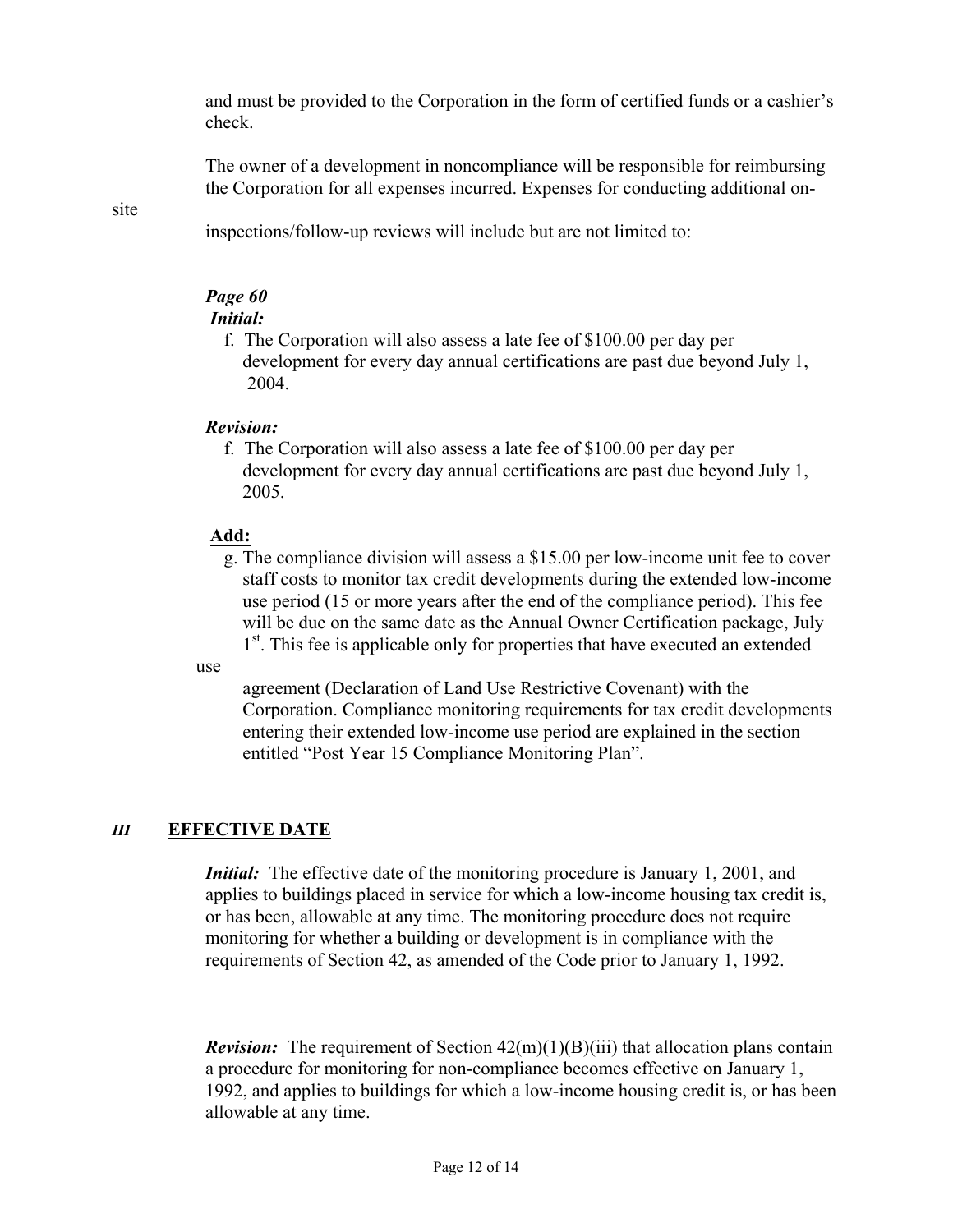and must be provided to the Corporation in the form of certified funds or a cashier's check.

The owner of a development in noncompliance will be responsible for reimbursing the Corporation for all expenses incurred. Expenses for conducting additional on-site inspections/follow-up reviews will include but are not limited to:

***Page 60***

***Initial:***

f. The Corporation will also assess a late fee of $100.00 per day per development for every day annual certifications are past due beyond July 1, 2004.

***Revision:***

f. The Corporation will also assess a late fee of $100.00 per day per development for every day annual certifications are past due beyond July 1, 2005.

**Add:**

g. The compliance division will assess a $15.00 per low-income unit fee to cover staff costs to monitor tax credit developments during the extended low-income use period (15 or more years after the end of the compliance period). This fee will be due on the same date as the Annual Owner Certification package, July 1st. This fee is applicable only for properties that have executed an extended use agreement (Declaration of Land Use Restrictive Covenant) with the Corporation. Compliance monitoring requirements for tax credit developments entering their extended low-income use period are explained in the section entitled "Post Year 15 Compliance Monitoring Plan".

## *III* EFFECTIVE DATE

***Initial:*** The effective date of the monitoring procedure is January 1, 2001, and applies to buildings placed in service for which a low-income housing tax credit is, or has been, allowable at any time. The monitoring procedure does not require monitoring for whether a building or development is in compliance with the requirements of Section 42, as amended of the Code prior to January 1, 1992.

***Revision:*** The requirement of Section 42(m)(1)(B)(iii) that allocation plans contain a procedure for monitoring for non-compliance becomes effective on January 1, 1992, and applies to buildings for which a low-income housing credit is, or has been allowable at any time.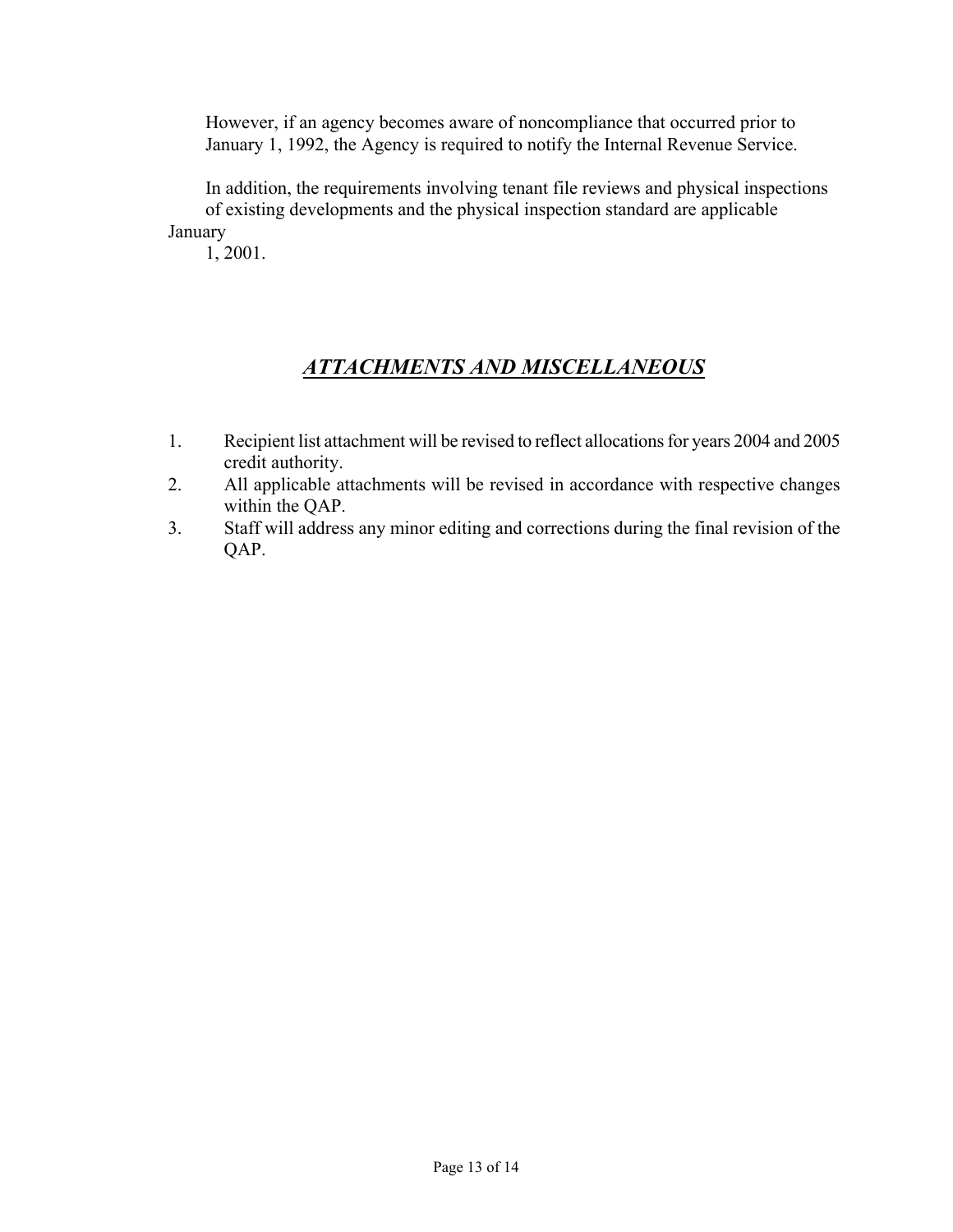However, if an agency becomes aware of noncompliance that occurred prior to January 1, 1992, the Agency is required to notify the Internal Revenue Service.

In addition, the requirements involving tenant file reviews and physical inspections of existing developments and the physical inspection standard are applicable January 1, 2001.

## ***ATTACHMENTS AND MISCELLANEOUS***

1. Recipient list attachment will be revised to reflect allocations for years 2004 and 2005 credit authority.
2. All applicable attachments will be revised in accordance with respective changes within the QAP.
3. Staff will address any minor editing and corrections during the final revision of the QAP.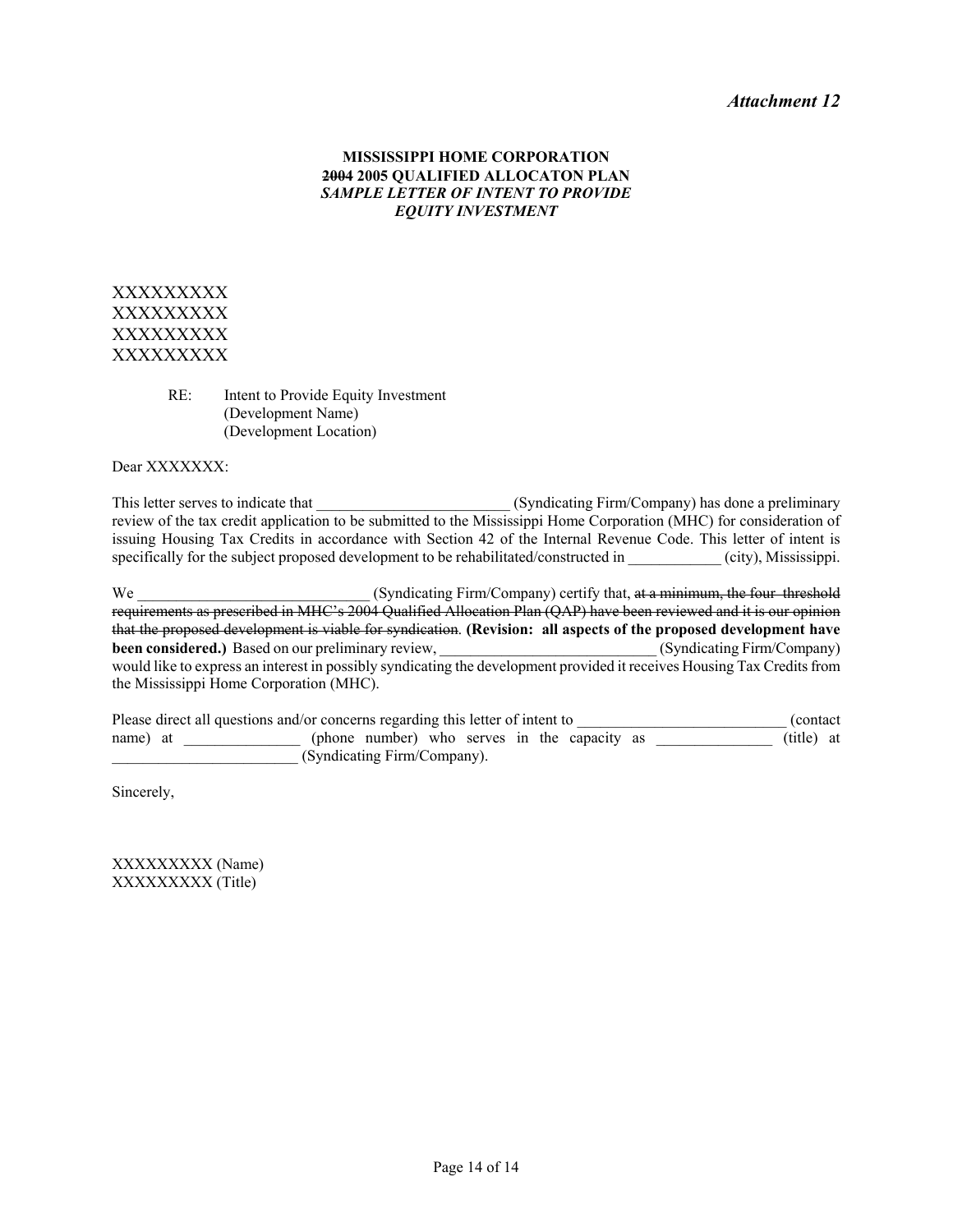*Attachment 12*

**MISSISSIPPI HOME CORPORATION**
**~~2004~~ 2005 QUALIFIED ALLOCATON PLAN**
***SAMPLE LETTER OF INTENT TO PROVIDE EQUITY INVESTMENT***

XXXXXXXXX
XXXXXXXXX
XXXXXXXXX
XXXXXXXXX

RE: Intent to Provide Equity Investment
(Development Name)
(Development Location)

Dear XXXXXXX:

This letter serves to indicate that _________________________ (Syndicating Firm/Company) has done a preliminary review of the tax credit application to be submitted to the Mississippi Home Corporation (MHC) for consideration of issuing Housing Tax Credits in accordance with Section 42 of the Internal Revenue Code. This letter of intent is specifically for the subject proposed development to be rehabilitated/constructed in ____________ (city), Mississippi.

We ______________________________ (Syndicating Firm/Company) certify that, ~~at a minimum, the four threshold requirements as prescribed in MHC's 2004 Qualified Allocation Plan (QAP) have been reviewed and it is our opinion that the proposed development is viable for syndication~~. **(Revision: all aspects of the proposed development have been considered.)** Based on our preliminary review, ____________________________ (Syndicating Firm/Company) would like to express an interest in possibly syndicating the development provided it receives Housing Tax Credits from the Mississippi Home Corporation (MHC).

Please direct all questions and/or concerns regarding this letter of intent to ___________________________ (contact name) at _______________ (phone number) who serves in the capacity as _______________ (title) at ________________________ (Syndicating Firm/Company).

Sincerely,

XXXXXXXXX (Name)
XXXXXXXXX (Title)